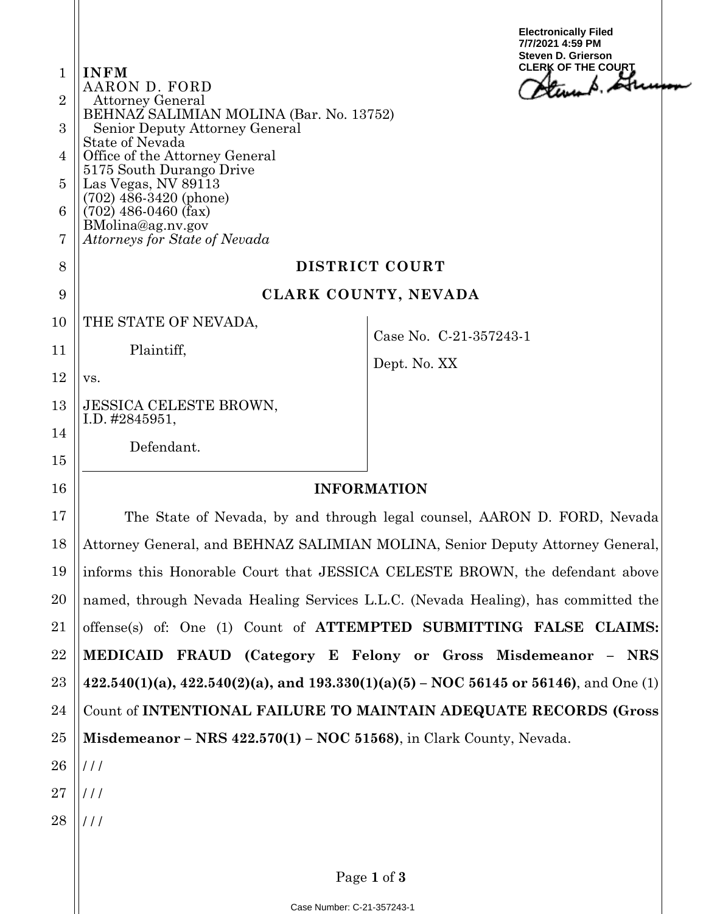Electronically Filed
7/7/2021 4:59 PM
Steven D. Grierson
CLERK OF THE COURT

**INFM**
AARON D. FORD
Attorney General
BEHNAZ SALIMIAN MOLINA (Bar. No. 13752)
Senior Deputy Attorney General
State of Nevada
Office of the Attorney General
5175 South Durango Drive
Las Vegas, NV 89113
(702) 486-3420 (phone)
(702) 486-0460 (fax)
BMolina@ag.nv.gov
*Attorneys for State of Nevada*

**DISTRICT COURT**

**CLARK COUNTY, NEVADA**

| | |
|---|---|
| THE STATE OF NEVADA,<br><br>Plaintiff,<br><br>vs.<br><br>JESSICA CELESTE BROWN,<br>I.D. #2845951,<br><br>Defendant. | Case No. C-21-357243-1<br><br>Dept. No. XX |

**INFORMATION**

The State of Nevada, by and through legal counsel, AARON D. FORD, Nevada Attorney General, and BEHNAZ SALIMIAN MOLINA, Senior Deputy Attorney General, informs this Honorable Court that JESSICA CELESTE BROWN, the defendant above named, through Nevada Healing Services L.L.C. (Nevada Healing), has committed the offense(s) of: One (1) Count of **ATTEMPTED SUBMITTING FALSE CLAIMS: MEDICAID FRAUD (Category E Felony or Gross Misdemeanor – NRS 422.540(1)(a), 422.540(2)(a), and 193.330(1)(a)(5) – NOC 56145 or 56146)**, and One (1) Count of **INTENTIONAL FAILURE TO MAINTAIN ADEQUATE RECORDS (Gross Misdemeanor – NRS 422.570(1) – NOC 51568)**, in Clark County, Nevada.

/ / /

/ / /

/ / /

Case Number: C-21-357243-1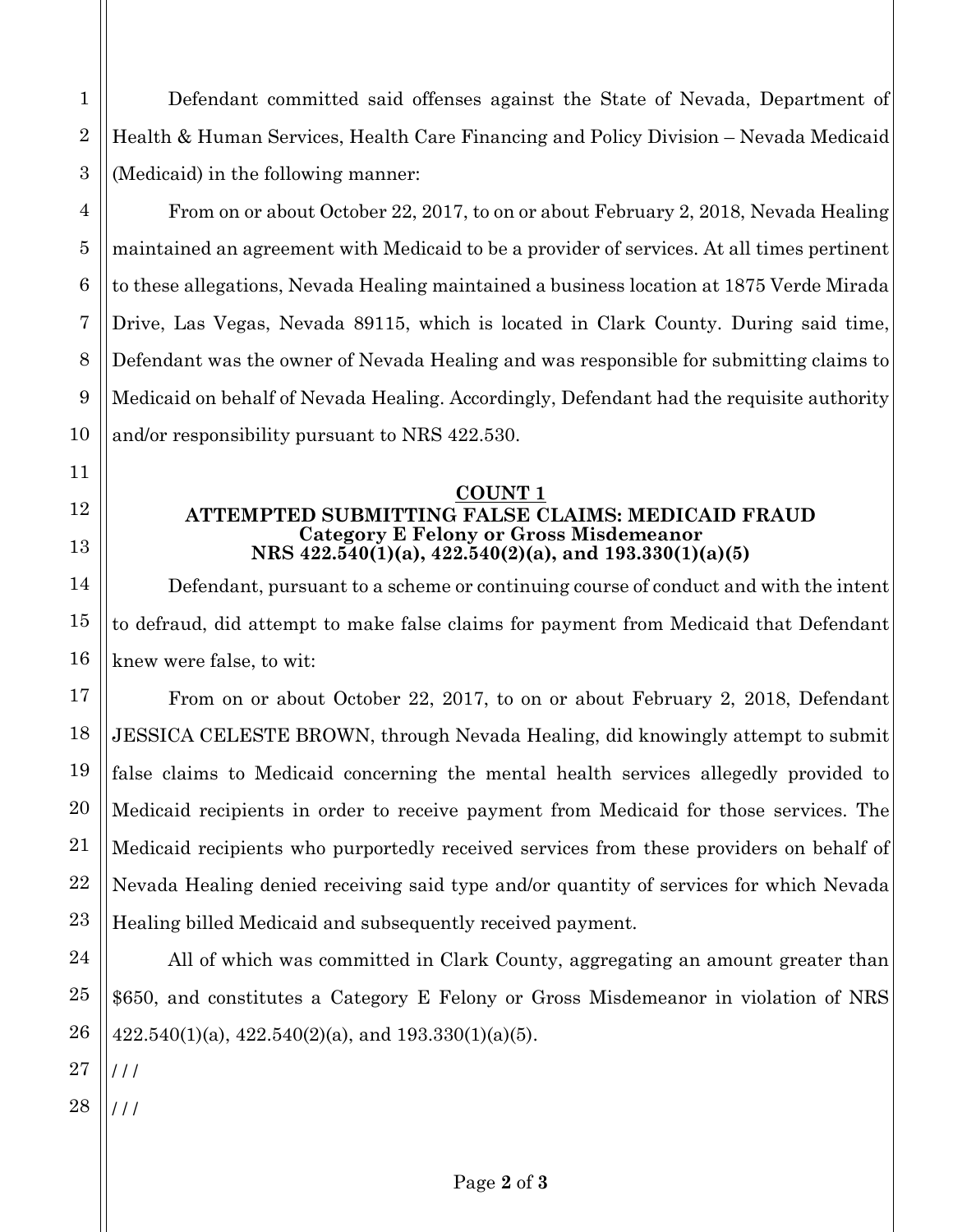Defendant committed said offenses against the State of Nevada, Department of Health & Human Services, Health Care Financing and Policy Division – Nevada Medicaid (Medicaid) in the following manner:

From on or about October 22, 2017, to on or about February 2, 2018, Nevada Healing maintained an agreement with Medicaid to be a provider of services. At all times pertinent to these allegations, Nevada Healing maintained a business location at 1875 Verde Mirada Drive, Las Vegas, Nevada 89115, which is located in Clark County. During said time, Defendant was the owner of Nevada Healing and was responsible for submitting claims to Medicaid on behalf of Nevada Healing. Accordingly, Defendant had the requisite authority and/or responsibility pursuant to NRS 422.530.

**COUNT 1**
**ATTEMPTED SUBMITTING FALSE CLAIMS: MEDICAID FRAUD**
**Category E Felony or Gross Misdemeanor**
**NRS 422.540(1)(a), 422.540(2)(a), and 193.330(1)(a)(5)**

Defendant, pursuant to a scheme or continuing course of conduct and with the intent to defraud, did attempt to make false claims for payment from Medicaid that Defendant knew were false, to wit:

From on or about October 22, 2017, to on or about February 2, 2018, Defendant JESSICA CELESTE BROWN, through Nevada Healing, did knowingly attempt to submit false claims to Medicaid concerning the mental health services allegedly provided to Medicaid recipients in order to receive payment from Medicaid for those services. The Medicaid recipients who purportedly received services from these providers on behalf of Nevada Healing denied receiving said type and/or quantity of services for which Nevada Healing billed Medicaid and subsequently received payment.

All of which was committed in Clark County, aggregating an amount greater than $650, and constitutes a Category E Felony or Gross Misdemeanor in violation of NRS 422.540(1)(a), 422.540(2)(a), and 193.330(1)(a)(5).

/ / /

/ / /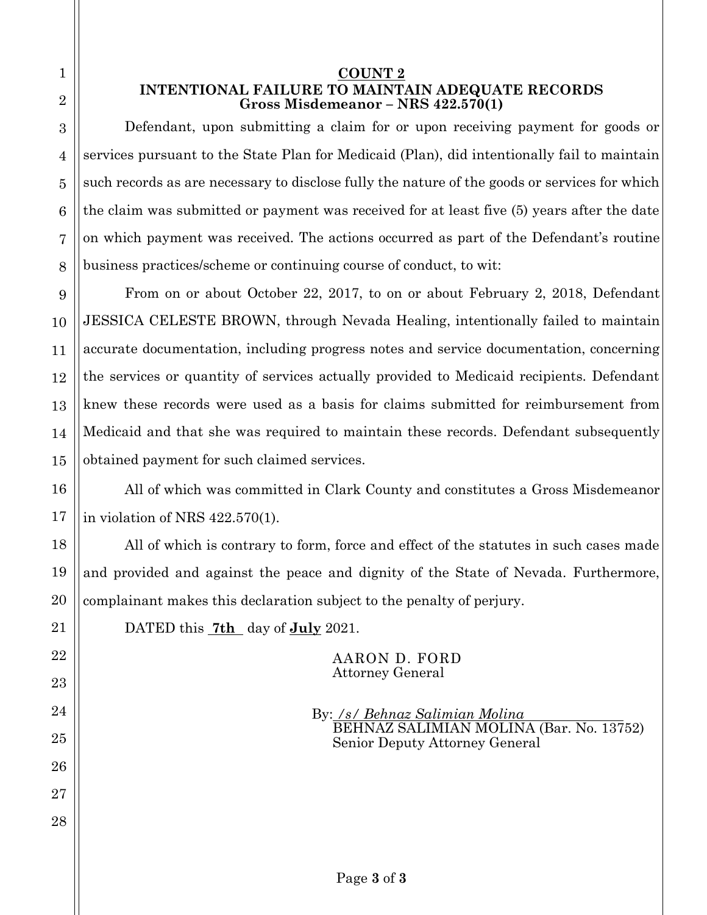**COUNT 2**

**INTENTIONAL FAILURE TO MAINTAIN ADEQUATE RECORDS**
**Gross Misdemeanor – NRS 422.570(1)**

Defendant, upon submitting a claim for or upon receiving payment for goods or services pursuant to the State Plan for Medicaid (Plan), did intentionally fail to maintain such records as are necessary to disclose fully the nature of the goods or services for which the claim was submitted or payment was received for at least five (5) years after the date on which payment was received. The actions occurred as part of the Defendant's routine business practices/scheme or continuing course of conduct, to wit:

From on or about October 22, 2017, to on or about February 2, 2018, Defendant JESSICA CELESTE BROWN, through Nevada Healing, intentionally failed to maintain accurate documentation, including progress notes and service documentation, concerning the services or quantity of services actually provided to Medicaid recipients. Defendant knew these records were used as a basis for claims submitted for reimbursement from Medicaid and that she was required to maintain these records. Defendant subsequently obtained payment for such claimed services.

All of which was committed in Clark County and constitutes a Gross Misdemeanor in violation of NRS 422.570(1).

All of which is contrary to form, force and effect of the statutes in such cases made and provided and against the peace and dignity of the State of Nevada. Furthermore, complainant makes this declaration subject to the penalty of perjury.

DATED this **7th** day of **July** 2021.

AARON D. FORD
Attorney General

By: */s/ Behnaz Salimian Molina*
BEHNAZ SALIMIAN MOLINA (Bar. No. 13752)
Senior Deputy Attorney General